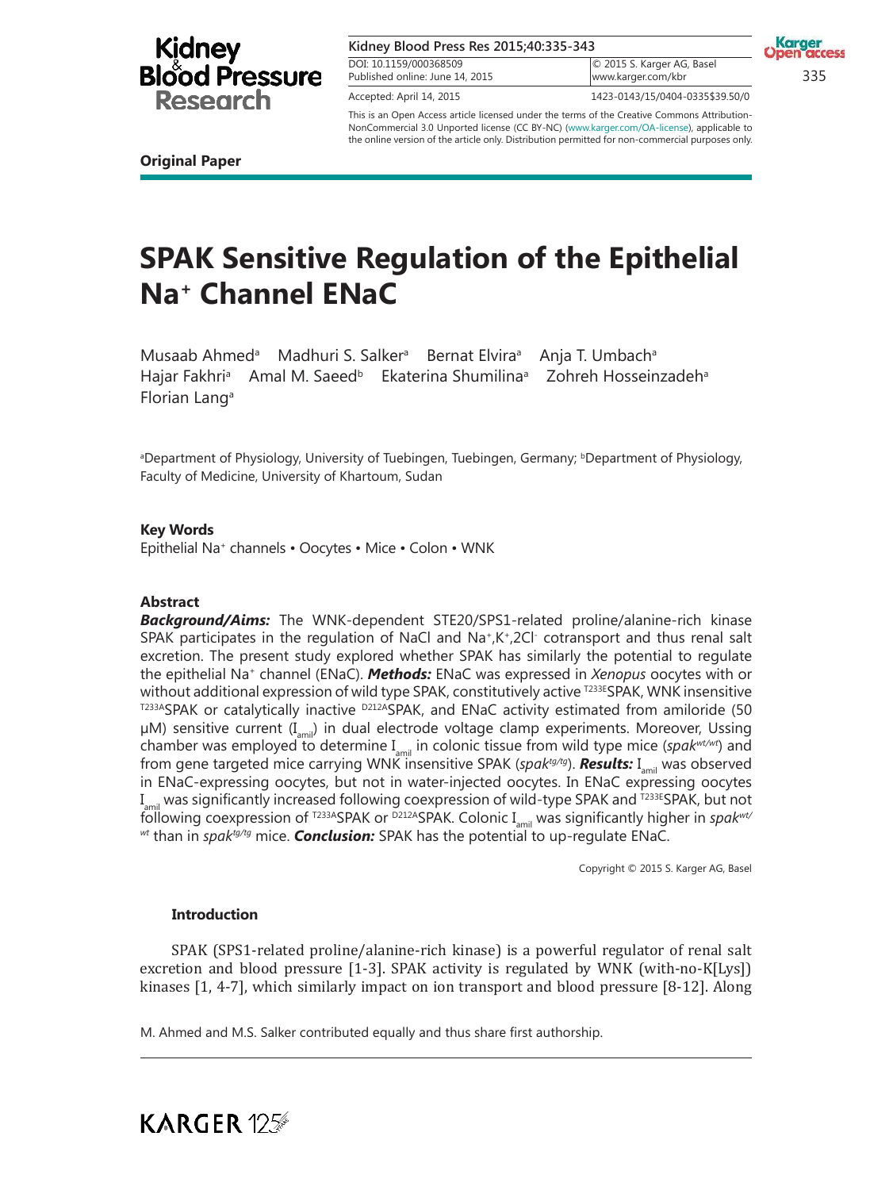Original Paper

# SPAK Sensitive Regulation of the Epithelial Na+ Channel ENaC

Musaab Ahmed[a] Madhuri S. Salker[a] Bernat Elvira[a] Anja T. Umbach[a] Hajar Fakhri[a] Amal M. Saeed[b] Ekaterina Shumilina[a] Zohreh Hosseinzadeh[a] Florian Lang[a]

[a]Department of Physiology, University of Tuebingen, Tuebingen, Germany; [b]Department of Physiology, Faculty of Medicine, University of Khartoum, Sudan

### Key Words

Epithelial Na+ channels • Oocytes • Mice • Colon • WNK

### Abstract

***Background/Aims:*** The WNK-dependent STE20/SPS1-related proline/alanine-rich kinase SPAK participates in the regulation of NaCl and $Na^+$,$K^+$,$2Cl^-$ cotransport and thus renal salt excretion. The present study explored whether SPAK has similarly the potential to regulate the epithelial $Na^+$ channel (ENaC). ***Methods:*** ENaC was expressed in *Xenopus* oocytes with or without additional expression of wild type SPAK, constitutively active $^{T233E}$SPAK, WNK insensitive $^{T233A}$SPAK or catalytically inactive $^{D212A}$SPAK, and ENaC activity estimated from amiloride (50 µM) sensitive current ($I_{amil}$) in dual electrode voltage clamp experiments. Moreover, Ussing chamber was employed to determine $I_{amil}$ in colonic tissue from wild type mice (*spak*$^{wt/wt}$) and from gene targeted mice carrying WNK insensitive SPAK (*spak*$^{tg/tg}$). ***Results:*** $I_{amil}$ was observed in ENaC-expressing oocytes, but not in water-injected oocytes. In ENaC expressing oocytes $I_{amil}$ was significantly increased following coexpression of wild-type SPAK and $^{T233E}$SPAK, but not following coexpression of $^{T233A}$SPAK or $^{D212A}$SPAK. Colonic $I_{amil}$ was significantly higher in *spak*$^{wt/wt}$ than in *spak*$^{tg/tg}$ mice. ***Conclusion:*** SPAK has the potential to up-regulate ENaC.

Copyright © 2015 S. Karger AG, Basel

### Introduction

SPAK (SPS1-related proline/alanine-rich kinase) is a powerful regulator of renal salt excretion and blood pressure [1-3]. SPAK activity is regulated by WNK (with-no-K[Lys]) kinases [1, 4-7], which similarly impact on ion transport and blood pressure [8-12]. Along

M. Ahmed and M.S. Salker contributed equally and thus share first authorship.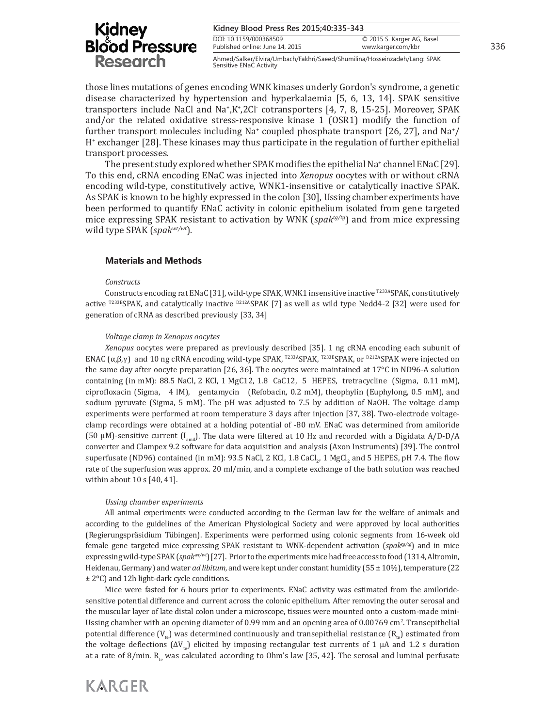those lines mutations of genes encoding WNK kinases underly Gordon's syndrome, a genetic disease characterized by hypertension and hyperkalaemia [5, 6, 13, 14]. SPAK sensitive transporters include NaCl and $Na^+$,$K^+$,$2Cl^-$ cotransporters [4, 7, 8, 15-25]. Moreover, SPAK and/or the related oxidative stress-responsive kinase 1 (OSR1) modify the function of further transport molecules including $Na^+$ coupled phosphate transport [26, 27], and $Na^+$/$H^+$ exchanger [28]. These kinases may thus participate in the regulation of further epithelial transport processes.

The present study explored whether SPAK modifies the epithelial $Na^+$ channel ENaC [29]. To this end, cRNA encoding ENaC was injected into *Xenopus* oocytes with or without cRNA encoding wild-type, constitutively active, WNK1-insensitive or catalytically inactive SPAK. As SPAK is known to be highly expressed in the colon [30], Ussing chamber experiments have been performed to quantify ENaC activity in colonic epithelium isolated from gene targeted mice expressing SPAK resistant to activation by WNK (*spak$^{tg/tg}$*) and from mice expressing wild type SPAK (*spak$^{wt/wt}$*).

## Materials and Methods

### *Constructs*

Constructs encoding rat ENaC [31], wild-type SPAK, WNK1 insensitive inactive $^{T233A}$SPAK, constitutively active $^{T233E}$SPAK, and catalytically inactive $^{D212A}$SPAK [7] as well as wild type Nedd4-2 [32] were used for generation of cRNA as described previously [33, 34]

### *Voltage clamp in Xenopus oocytes*

*Xenopus* oocytes were prepared as previously described [35]. 1 ng cRNA encoding each subunit of ENAC (α,β,γ) and 10 ng cRNA encoding wild-type SPAK, $^{T233A}$SPAK, $^{T233E}$SPAK, or $^{D212A}$SPAK were injected on the same day after oocyte preparation [26, 36]. The oocytes were maintained at 17°C in ND96-A solution containing (in mM): 88.5 NaCl, 2 KCl, 1 MgC12, 1.8 CaC12, 5 HEPES, tetracycline (Sigma, 0.11 mM), ciprofloxacin (Sigma, 4 lM), gentamycin (Refobacin, 0.2 mM), theophylin (Euphylong, 0.5 mM), and sodium pyruvate (Sigma, 5 mM). The pH was adjusted to 7.5 by addition of NaOH. The voltage clamp experiments were performed at room temperature 3 days after injection [37, 38]. Two-electrode voltage-clamp recordings were obtained at a holding potential of -80 mV. ENaC was determined from amiloride (50 μM)-sensitive current ($I_{amil}$). The data were filtered at 10 Hz and recorded with a Digidata A/D-D/A converter and Clampex 9.2 software for data acquisition and analysis (Axon Instruments) [39]. The control superfusate (ND96) contained (in mM): 93.5 NaCl, 2 KCl, 1.8 $CaCl_2$, 1 $MgCl_2$ and 5 HEPES, pH 7.4. The flow rate of the superfusion was approx. 20 ml/min, and a complete exchange of the bath solution was reached within about 10 s [40, 41].

### *Ussing chamber experiments*

All animal experiments were conducted according to the German law for the welfare of animals and according to the guidelines of the American Physiological Society and were approved by local authorities (Regierungspräsidium Tübingen). Experiments were performed using colonic segments from 16-week old female gene targeted mice expressing SPAK resistant to WNK-dependent activation (*spak$^{tg/tg}$*) and in mice expressing wild-type SPAK (*spak$^{wt/wt}$*) [27]. Prior to the experiments mice had free access to food (1314, Altromin, Heidenau, Germany) and water *ad libitum,* and were kept under constant humidity (55 ± 10%), temperature (22 ± 2ºC) and 12h light-dark cycle conditions.

Mice were fasted for 6 hours prior to experiments. ENaC activity was estimated from the amiloride-sensitive potential difference and current across the colonic epithelium. After removing the outer serosal and the muscular layer of late distal colon under a microscope, tissues were mounted onto a custom-made mini-Ussing chamber with an opening diameter of 0.99 mm and an opening area of 0.00769 $cm^2$. Transepithelial potential difference ($V_{te}$) was determined continuously and transepithelial resistance ($R_{te}$) estimated from the voltage deflections ($\Delta V_{te}$) elicited by imposing rectangular test currents of 1 μA and 1.2 s duration at a rate of 8/min. $R_{te}$ was calculated according to Ohm's law [35, 42]. The serosal and luminal perfusate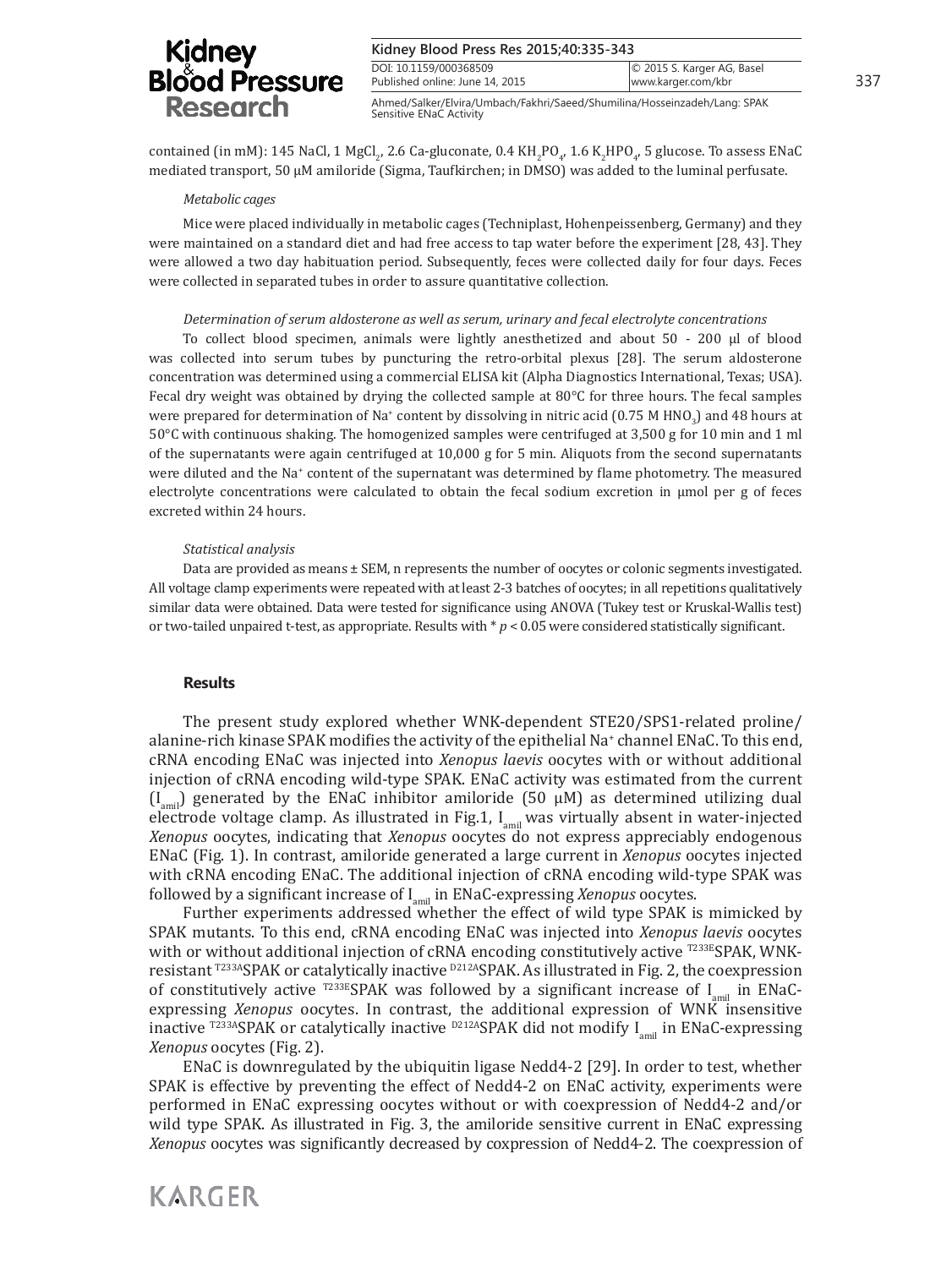contained (in mM): 145 NaCl, 1 $MgCl_2$, 2.6 Ca-gluconate, 0.4 $KH_2PO_4$, 1.6 $K_2HPO_4$, 5 glucose. To assess ENaC mediated transport, 50 µM amiloride (Sigma, Taufkirchen; in DMSO) was added to the luminal perfusate.

*Metabolic cages*

Mice were placed individually in metabolic cages (Techniplast, Hohenpeissenberg, Germany) and they were maintained on a standard diet and had free access to tap water before the experiment [28, 43]. They were allowed a two day habituation period. Subsequently, feces were collected daily for four days. Feces were collected in separated tubes in order to assure quantitative collection.

*Determination of serum aldosterone as well as serum, urinary and fecal electrolyte concentrations*

To collect blood specimen, animals were lightly anesthetized and about 50 - 200 µl of blood was collected into serum tubes by puncturing the retro-orbital plexus [28]. The serum aldosterone concentration was determined using a commercial ELISA kit (Alpha Diagnostics International, Texas; USA). Fecal dry weight was obtained by drying the collected sample at 80°C for three hours. The fecal samples were prepared for determination of $Na^+$ content by dissolving in nitric acid (0.75 M $HNO_3$) and 48 hours at 50°C with continuous shaking. The homogenized samples were centrifuged at 3,500 g for 10 min and 1 ml of the supernatants were again centrifuged at 10,000 g for 5 min. Aliquots from the second supernatants were diluted and the $Na^+$ content of the supernatant was determined by flame photometry. The measured electrolyte concentrations were calculated to obtain the fecal sodium excretion in µmol per g of feces excreted within 24 hours.

*Statistical analysis*

Data are provided as means ± SEM, n represents the number of oocytes or colonic segments investigated. All voltage clamp experiments were repeated with at least 2-3 batches of oocytes; in all repetitions qualitatively similar data were obtained. Data were tested for significance using ANOVA (Tukey test or Kruskal-Wallis test) or two-tailed unpaired t-test, as appropriate. Results with * $p < 0.05$ were considered statistically significant.

## Results

The present study explored whether WNK-dependent STE20/SPS1-related proline/alanine-rich kinase SPAK modifies the activity of the epithelial $Na^+$ channel ENaC. To this end, cRNA encoding ENaC was injected into *Xenopus laevis* oocytes with or without additional injection of cRNA encoding wild-type SPAK. ENaC activity was estimated from the current ($I_{amil}$) generated by the ENaC inhibitor amiloride (50 µM) as determined utilizing dual electrode voltage clamp. As illustrated in Fig.1, $I_{amil}$ was virtually absent in water-injected *Xenopus* oocytes, indicating that *Xenopus* oocytes do not express appreciably endogenous ENaC (Fig. 1). In contrast, amiloride generated a large current in *Xenopus* oocytes injected with cRNA encoding ENaC. The additional injection of cRNA encoding wild-type SPAK was followed by a significant increase of $I_{amil}$ in ENaC-expressing *Xenopus* oocytes.

Further experiments addressed whether the effect of wild type SPAK is mimicked by SPAK mutants. To this end, cRNA encoding ENaC was injected into *Xenopus laevis* oocytes with or without additional injection of cRNA encoding constitutively active $^{T233E}$SPAK, WNK-resistant $^{T233A}$SPAK or catalytically inactive $^{D212A}$SPAK. As illustrated in Fig. 2, the coexpression of constitutively active $^{T233E}$SPAK was followed by a significant increase of $I_{amil}$ in ENaC-expressing *Xenopus* oocytes. In contrast, the additional expression of WNK insensitive inactive $^{T233A}$SPAK or catalytically inactive $^{D212A}$SPAK did not modify $I_{amil}$ in ENaC-expressing *Xenopus* oocytes (Fig. 2).

ENaC is downregulated by the ubiquitin ligase Nedd4-2 [29]. In order to test, whether SPAK is effective by preventing the effect of Nedd4-2 on ENaC activity, experiments were performed in ENaC expressing oocytes without or with coexpression of Nedd4-2 and/or wild type SPAK. As illustrated in Fig. 3, the amiloride sensitive current in ENaC expressing *Xenopus* oocytes was significantly decreased by coxpression of Nedd4-2. The coexpression of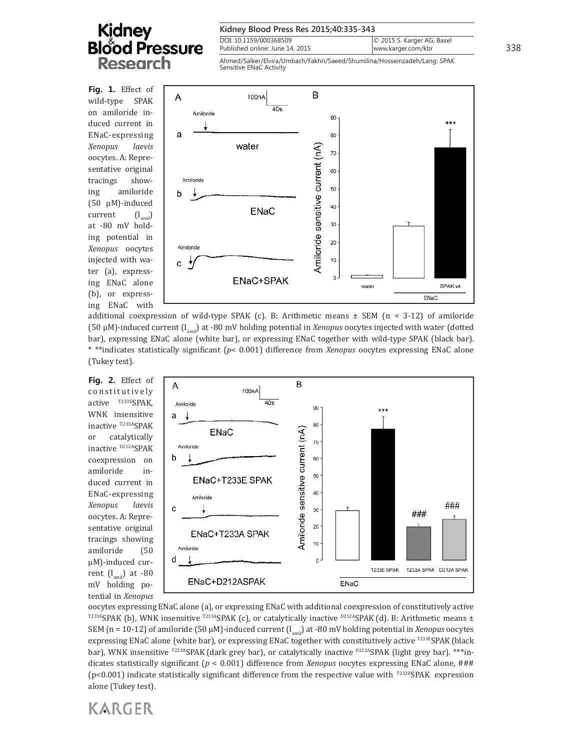**Fig. 1.** Effect of wild-type SPAK on amiloride induced current in ENaC-expressing *Xenopus laevis* oocytes. A: Representative original tracings showing amiloride (50 µM)-induced current ($I_{amil}$) at -80 mV holding potential in *Xenopus* oocytes injected with water (a), expressing ENaC alone (b), or expressing ENaC with additional coexpression of wild-type SPAK (c). B: Arithmetic means ± SEM (n = 3-12) of amiloride (50 µM)-induced current ($I_{amil}$) at -80 mV holding potential in *Xenopus* oocytes injected with water (dotted bar), expressing ENaC alone (white bar), or expressing ENaC together with wild-type SPAK (black bar). * **indicates statistically significant ($p$< 0.001) difference from *Xenopus* oocytes expressing ENaC alone (Tukey test).

**Fig. 2.** Effect of constitutively active $^{T233E}$SPAK, WNK insensitive inactive $^{T233A}$SPAK or catalytically inactive $^{D212A}$SPAK coexpression on amiloride induced current in ENaC-expressing *Xenopus laevis* oocytes. A: Representative original tracings showing amiloride (50 µM)-induced current ($I_{amil}$) at -80 mV holding potential in *Xenopus* oocytes expressing ENaC alone (a), or expressing ENaC with additional coexpression of constitutively active $^{T233E}$SPAK (b), WNK insensitive $^{T233A}$SPAK (c), or catalytically inactive $^{D212A}$SPAK (d). B: Arithmetic means ± SEM (n = 10-12) of amiloride (50 µM)-induced current ($I_{amil}$) at -80 mV holding potential in *Xenopus* oocytes expressing ENaC alone (white bar), or expressing ENaC together with constitutively active $^{T233E}$SPAK (black bar), WNK insensitive $^{T233A}$SPAK (dark grey bar), or catalytically inactive $^{D212A}$SPAK (light grey bar). ***indicates statistically significant ($p$ < 0.001) difference from *Xenopus* oocytes expressing ENaC alone, ### (p<0.001) indicate statistically significant difference from the respective value with $^{T233E}$SPAK expression alone (Tukey test).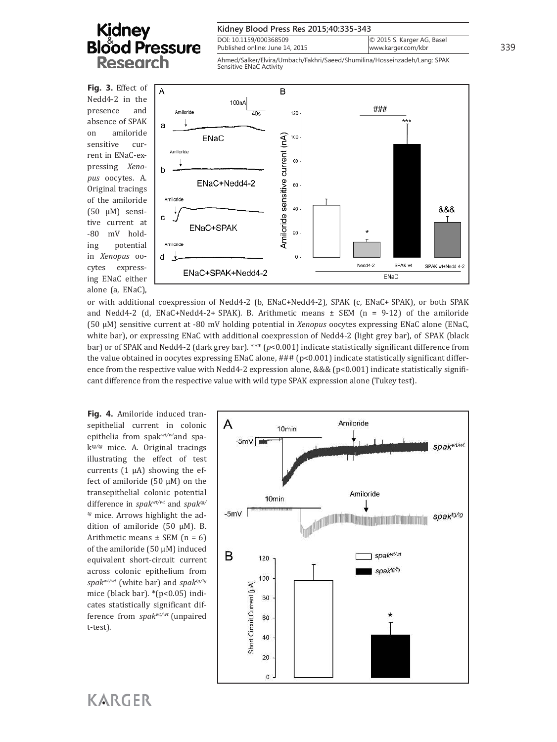**Fig. 3.** Effect of Nedd4-2 in the presence and absence of SPAK on amiloride sensitive current in ENaC-expressing *Xenopus* oocytes. A. Original tracings of the amiloride (50 µM) sensitive current at -80 mV holding potential in *Xenopus* oocytes expressing ENaC either alone (a, ENaC), or with additional coexpression of Nedd4-2 (b, ENaC+Nedd4-2), SPAK (c, ENaC+ SPAK), or both SPAK and Nedd4-2 (d, ENaC+Nedd4-2+ SPAK). B. Arithmetic means ± SEM (n = 9-12) of the amiloride (50 µM) sensitive current at -80 mV holding potential in *Xenopus* oocytes expressing ENaC alone (ENaC, white bar), or expressing ENaC with additional coexpression of Nedd4-2 (light grey bar), of SPAK (black bar) or of SPAK and Nedd4-2 (dark grey bar). *** ($p<0.001$) indicate statistically significant difference from the value obtained in oocytes expressing ENaC alone, ### ($p<0.001$) indicate statistically significant difference from the respective value with Nedd4-2 expression alone, &&& ($p<0.001$) indicate statistically significant difference from the respective value with wild type SPAK expression alone (Tukey test).

**Fig. 4.** Amiloride induced transepithelial current in colonic epithelia from $spak^{wt/wt}$ and $spak^{tg/tg}$ mice. A. Original tracings illustrating the effect of test currents (1 µA) showing the effect of amiloride (50 µM) on the transepithelial colonic potential difference in $spak^{wt/wt}$ and $spak^{tg/tg}$ mice. Arrows highlight the addition of amiloride (50 µM). B. Arithmetic means ± SEM (n = 6) of the amiloride (50 µM) induced equivalent short-circuit current across colonic epithelium from $spak^{wt/wt}$ (white bar) and $spak^{tg/tg}$ mice (black bar). *($p<0.05$) indicates statistically significant difference from $spak^{wt/wt}$ (unpaired t-test).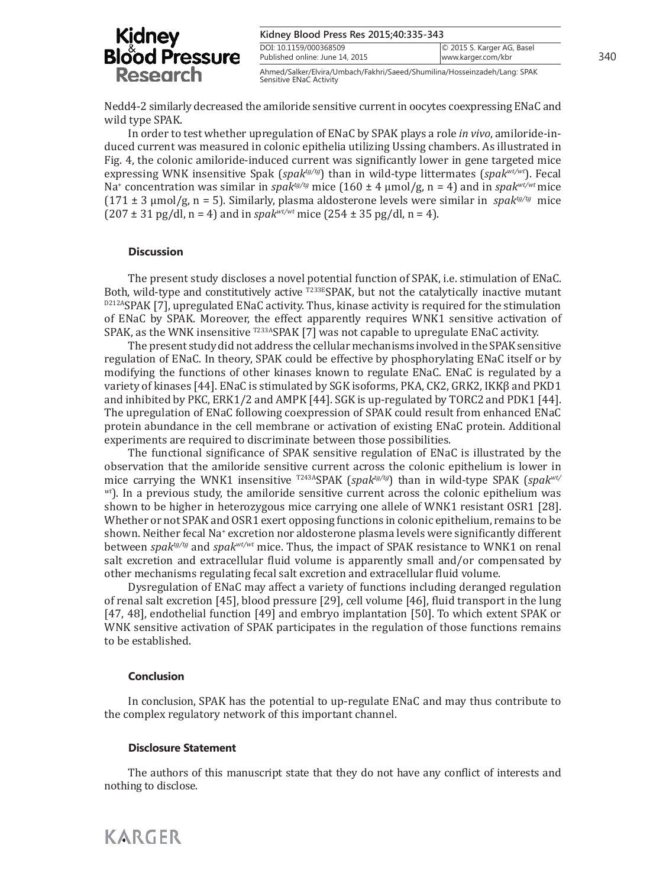Nedd4-2 similarly decreased the amiloride sensitive current in oocytes coexpressing ENaC and wild type SPAK.

In order to test whether upregulation of ENaC by SPAK plays a role *in vivo*, amiloride-induced current was measured in colonic epithelia utilizing Ussing chambers. As illustrated in Fig. 4, the colonic amiloride-induced current was significantly lower in gene targeted mice expressing WNK insensitive Spak (*spak*$^{tg/tg}$) than in wild-type littermates (*spak*$^{wt/wt}$). Fecal $Na^+$ concentration was similar in *spak*$^{tg/tg}$ mice (160 ± 4 µmol/g, n = 4) and in *spak*$^{wt/wt}$ mice (171 ± 3 µmol/g, n = 5). Similarly, plasma aldosterone levels were similar in *spak*$^{tg/tg}$ mice (207 ± 31 pg/dl, n = 4) and in *spak*$^{wt/wt}$ mice (254 ± 35 pg/dl, n = 4).

## Discussion

The present study discloses a novel potential function of SPAK, i.e. stimulation of ENaC. Both, wild-type and constitutively active $^{T233E}$SPAK, but not the catalytically inactive mutant $^{D212A}$SPAK [7], upregulated ENaC activity. Thus, kinase activity is required for the stimulation of ENaC by SPAK. Moreover, the effect apparently requires WNK1 sensitive activation of SPAK, as the WNK insensitive $^{T233A}$SPAK [7] was not capable to upregulate ENaC activity.

The present study did not address the cellular mechanisms involved in the SPAK sensitive regulation of ENaC. In theory, SPAK could be effective by phosphorylating ENaC itself or by modifying the functions of other kinases known to regulate ENaC. ENaC is regulated by a variety of kinases [44]. ENaC is stimulated by SGK isoforms, PKA, CK2, GRK2, IKKβ and PKD1 and inhibited by PKC, ERK1/2 and AMPK [44]. SGK is up-regulated by TORC2 and PDK1 [44]. The upregulation of ENaC following coexpression of SPAK could result from enhanced ENaC protein abundance in the cell membrane or activation of existing ENaC protein. Additional experiments are required to discriminate between those possibilities.

The functional significance of SPAK sensitive regulation of ENaC is illustrated by the observation that the amiloride sensitive current across the colonic epithelium is lower in mice carrying the WNK1 insensitive $^{T243A}$SPAK (*spak*$^{tg/tg}$) than in wild-type SPAK (*spak*$^{wt/wt}$). In a previous study, the amiloride sensitive current across the colonic epithelium was shown to be higher in heterozygous mice carrying one allele of WNK1 resistant OSR1 [28]. Whether or not SPAK and OSR1 exert opposing functions in colonic epithelium, remains to be shown. Neither fecal $Na^+$ excretion nor aldosterone plasma levels were significantly different between *spak*$^{tg/tg}$ and *spak*$^{wt/wt}$ mice. Thus, the impact of SPAK resistance to WNK1 on renal salt excretion and extracellular fluid volume is apparently small and/or compensated by other mechanisms regulating fecal salt excretion and extracellular fluid volume.

Dysregulation of ENaC may affect a variety of functions including deranged regulation of renal salt excretion [45], blood pressure [29], cell volume [46], fluid transport in the lung [47, 48], endothelial function [49] and embryo implantation [50]. To which extent SPAK or WNK sensitive activation of SPAK participates in the regulation of those functions remains to be established.

## Conclusion

In conclusion, SPAK has the potential to up-regulate ENaC and may thus contribute to the complex regulatory network of this important channel.

## Disclosure Statement

The authors of this manuscript state that they do not have any conflict of interests and nothing to disclose.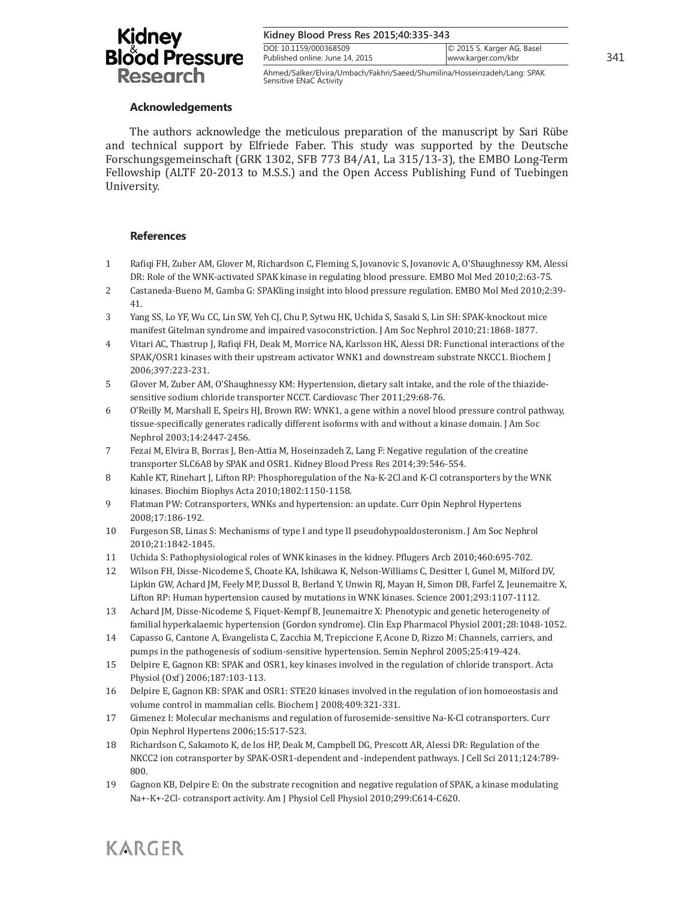## Acknowledgements

The authors acknowledge the meticulous preparation of the manuscript by Sari Rübe and technical support by Elfriede Faber. This study was supported by the Deutsche Forschungsgemeinschaft (GRK 1302, SFB 773 B4/A1, La 315/13-3), the EMBO Long-Term Fellowship (ALTF 20-2013 to M.S.S.) and the Open Access Publishing Fund of Tuebingen University.

## References

1. Rafiqi FH, Zuber AM, Glover M, Richardson C, Fleming S, Jovanovic S, Jovanovic A, O'Shaughnessy KM, Alessi DR: Role of the WNK-activated SPAK kinase in regulating blood pressure. EMBO Mol Med 2010;2:63-75.
2. Castaneda-Bueno M, Gamba G: SPAKling insight into blood pressure regulation. EMBO Mol Med 2010;2:39-41.
3. Yang SS, Lo YF, Wu CC, Lin SW, Yeh CJ, Chu P, Sytwu HK, Uchida S, Sasaki S, Lin SH: SPAK-knockout mice manifest Gitelman syndrome and impaired vasoconstriction. J Am Soc Nephrol 2010;21:1868-1877.
4. Vitari AC, Thastrup J, Rafiqi FH, Deak M, Morrice NA, Karlsson HK, Alessi DR: Functional interactions of the SPAK/OSR1 kinases with their upstream activator WNK1 and downstream substrate NKCC1. Biochem J 2006;397:223-231.
5. Glover M, Zuber AM, O'Shaughnessy KM: Hypertension, dietary salt intake, and the role of the thiazide-sensitive sodium chloride transporter NCCT. Cardiovasc Ther 2011;29:68-76.
6. O'Reilly M, Marshall E, Speirs HJ, Brown RW: WNK1, a gene within a novel blood pressure control pathway, tissue-specifically generates radically different isoforms with and without a kinase domain. J Am Soc Nephrol 2003;14:2447-2456.
7. Fezai M, Elvira B, Borras J, Ben-Attia M, Hoseinzadeh Z, Lang F: Negative regulation of the creatine transporter SLC6A8 by SPAK and OSR1. Kidney Blood Press Res 2014;39:546-554.
8. Kahle KT, Rinehart J, Lifton RP: Phosphoregulation of the Na-K-2Cl and K-Cl cotransporters by the WNK kinases. Biochim Biophys Acta 2010;1802:1150-1158.
9. Flatman PW: Cotransporters, WNKs and hypertension: an update. Curr Opin Nephrol Hypertens 2008;17:186-192.
10. Furgeson SB, Linas S: Mechanisms of type I and type II pseudohypoaldosteronism. J Am Soc Nephrol 2010;21:1842-1845.
11. Uchida S: Pathophysiological roles of WNK kinases in the kidney. Pflugers Arch 2010;460:695-702.
12. Wilson FH, Disse-Nicodeme S, Choate KA, Ishikawa K, Nelson-Williams C, Desitter I, Gunel M, Milford DV, Lipkin GW, Achard JM, Feely MP, Dussol B, Berland Y, Unwin RJ, Mayan H, Simon DB, Farfel Z, Jeunemaitre X, Lifton RP: Human hypertension caused by mutations in WNK kinases. Science 2001;293:1107-1112.
13. Achard JM, Disse-Nicodeme S, Fiquet-Kempf B, Jeunemaitre X: Phenotypic and genetic heterogeneity of familial hyperkalaemic hypertension (Gordon syndrome). Clin Exp Pharmacol Physiol 2001;28:1048-1052.
14. Capasso G, Cantone A, Evangelista C, Zacchia M, Trepiccione F, Acone D, Rizzo M: Channels, carriers, and pumps in the pathogenesis of sodium-sensitive hypertension. Semin Nephrol 2005;25:419-424.
15. Delpire E, Gagnon KB: SPAK and OSR1, key kinases involved in the regulation of chloride transport. Acta Physiol (Oxf) 2006;187:103-113.
16. Delpire E, Gagnon KB: SPAK and OSR1: STE20 kinases involved in the regulation of ion homoeostasis and volume control in mammalian cells. Biochem J 2008;409:321-331.
17. Gimenez I: Molecular mechanisms and regulation of furosemide-sensitive Na-K-Cl cotransporters. Curr Opin Nephrol Hypertens 2006;15:517-523.
18. Richardson C, Sakamoto K, de los HP, Deak M, Campbell DG, Prescott AR, Alessi DR: Regulation of the NKCC2 ion cotransporter by SPAK-OSR1-dependent and -independent pathways. J Cell Sci 2011;124:789-800.
19. Gagnon KB, Delpire E: On the substrate recognition and negative regulation of SPAK, a kinase modulating Na+-K+-2Cl- cotransport activity. Am J Physiol Cell Physiol 2010;299:C614-C620.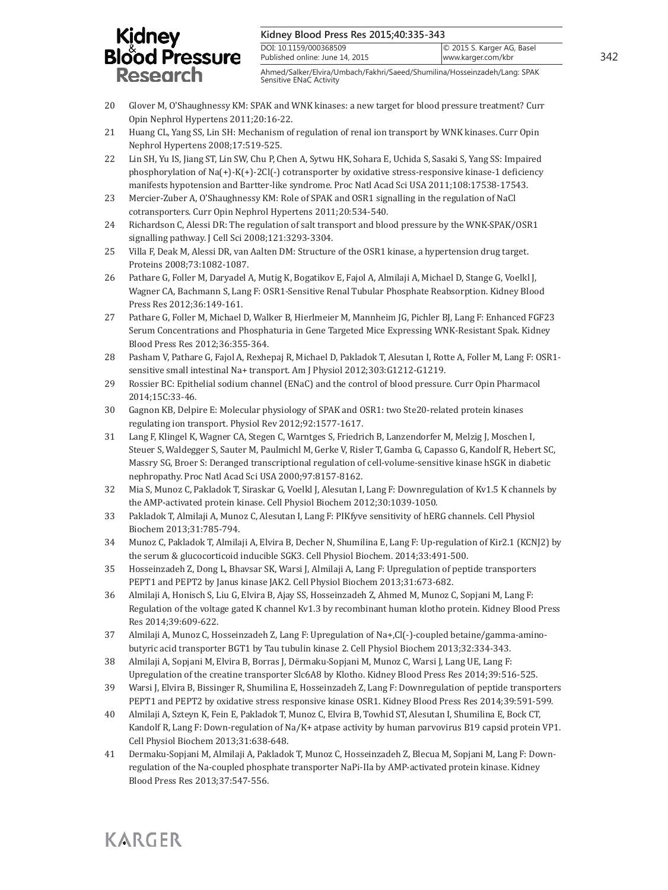20 Glover M, O'Shaughnessy KM: SPAK and WNK kinases: a new target for blood pressure treatment? Curr Opin Nephrol Hypertens 2011;20:16-22.

21 Huang CL, Yang SS, Lin SH: Mechanism of regulation of renal ion transport by WNK kinases. Curr Opin Nephrol Hypertens 2008;17:519-525.

22 Lin SH, Yu IS, Jiang ST, Lin SW, Chu P, Chen A, Sytwu HK, Sohara E, Uchida S, Sasaki S, Yang SS: Impaired phosphorylation of Na(+)-K(+)-2Cl(-) cotransporter by oxidative stress-responsive kinase-1 deficiency manifests hypotension and Bartter-like syndrome. Proc Natl Acad Sci USA 2011;108:17538-17543.

23 Mercier-Zuber A, O'Shaughnessy KM: Role of SPAK and OSR1 signalling in the regulation of NaCl cotransporters. Curr Opin Nephrol Hypertens 2011;20:534-540.

24 Richardson C, Alessi DR: The regulation of salt transport and blood pressure by the WNK-SPAK/OSR1 signalling pathway. J Cell Sci 2008;121:3293-3304.

25 Villa F, Deak M, Alessi DR, van Aalten DM: Structure of the OSR1 kinase, a hypertension drug target. Proteins 2008;73:1082-1087.

26 Pathare G, Foller M, Daryadel A, Mutig K, Bogatikov E, Fajol A, Almilaji A, Michael D, Stange G, Voelkl J, Wagner CA, Bachmann S, Lang F: OSR1-Sensitive Renal Tubular Phosphate Reabsorption. Kidney Blood Press Res 2012;36:149-161.

27 Pathare G, Foller M, Michael D, Walker B, Hierlmeier M, Mannheim JG, Pichler BJ, Lang F: Enhanced FGF23 Serum Concentrations and Phosphaturia in Gene Targeted Mice Expressing WNK-Resistant Spak. Kidney Blood Press Res 2012;36:355-364.

28 Pasham V, Pathare G, Fajol A, Rexhepaj R, Michael D, Pakladok T, Alesutan I, Rotte A, Foller M, Lang F: OSR1-sensitive small intestinal Na+ transport. Am J Physiol 2012;303:G1212-G1219.

29 Rossier BC: Epithelial sodium channel (ENaC) and the control of blood pressure. Curr Opin Pharmacol 2014;15C:33-46.

30 Gagnon KB, Delpire E: Molecular physiology of SPAK and OSR1: two Ste20-related protein kinases regulating ion transport. Physiol Rev 2012;92:1577-1617.

31 Lang F, Klingel K, Wagner CA, Stegen C, Warntges S, Friedrich B, Lanzendorfer M, Melzig J, Moschen I, Steuer S, Waldegger S, Sauter M, Paulmichl M, Gerke V, Risler T, Gamba G, Capasso G, Kandolf R, Hebert SC, Massry SG, Broer S: Deranged transcriptional regulation of cell-volume-sensitive kinase hSGK in diabetic nephropathy. Proc Natl Acad Sci USA 2000;97:8157-8162.

32 Mia S, Munoz C, Pakladok T, Siraskar G, Voelkl J, Alesutan I, Lang F: Downregulation of Kv1.5 K channels by the AMP-activated protein kinase. Cell Physiol Biochem 2012;30:1039-1050.

33 Pakladok T, Almilaji A, Munoz C, Alesutan I, Lang F: PIKfyve sensitivity of hERG channels. Cell Physiol Biochem 2013;31:785-794.

34 Munoz C, Pakladok T, Almilaji A, Elvira B, Decher N, Shumilina E, Lang F: Up-regulation of Kir2.1 (KCNJ2) by the serum & glucocorticoid inducible SGK3. Cell Physiol Biochem. 2014;33:491-500.

35 Hosseinzadeh Z, Dong L, Bhavsar SK, Warsi J, Almilaji A, Lang F: Upregulation of peptide transporters PEPT1 and PEPT2 by Janus kinase JAK2. Cell Physiol Biochem 2013;31:673-682.

36 Almilaji A, Honisch S, Liu G, Elvira B, Ajay SS, Hosseinzadeh Z, Ahmed M, Munoz C, Sopjani M, Lang F: Regulation of the voltage gated K channel Kv1.3 by recombinant human klotho protein. Kidney Blood Press Res 2014;39:609-622.

37 Almilaji A, Munoz C, Hosseinzadeh Z, Lang F: Upregulation of Na+,Cl(-)-coupled betaine/gamma-amino-butyric acid transporter BGT1 by Tau tubulin kinase 2. Cell Physiol Biochem 2013;32:334-343.

38 Almilaji A, Sopjani M, Elvira B, Borras J, Dërmaku-Sopjani M, Munoz C, Warsi J, Lang UE, Lang F: Upregulation of the creatine transporter Slc6A8 by Klotho. Kidney Blood Press Res 2014;39:516-525.

39 Warsi J, Elvira B, Bissinger R, Shumilina E, Hosseinzadeh Z, Lang F: Downregulation of peptide transporters PEPT1 and PEPT2 by oxidative stress responsive kinase OSR1. Kidney Blood Press Res 2014;39:591-599.

40 Almilaji A, Szteyn K, Fein E, Pakladok T, Munoz C, Elvira B, Towhid ST, Alesutan I, Shumilina E, Bock CT, Kandolf R, Lang F: Down-regulation of Na/K+ atpase activity by human parvovirus B19 capsid protein VP1. Cell Physiol Biochem 2013;31:638-648.

41 Dermaku-Sopjani M, Almilaji A, Pakladok T, Munoz C, Hosseinzadeh Z, Blecua M, Sopjani M, Lang F: Down-regulation of the Na-coupled phosphate transporter NaPi-IIa by AMP-activated protein kinase. Kidney Blood Press Res 2013;37:547-556.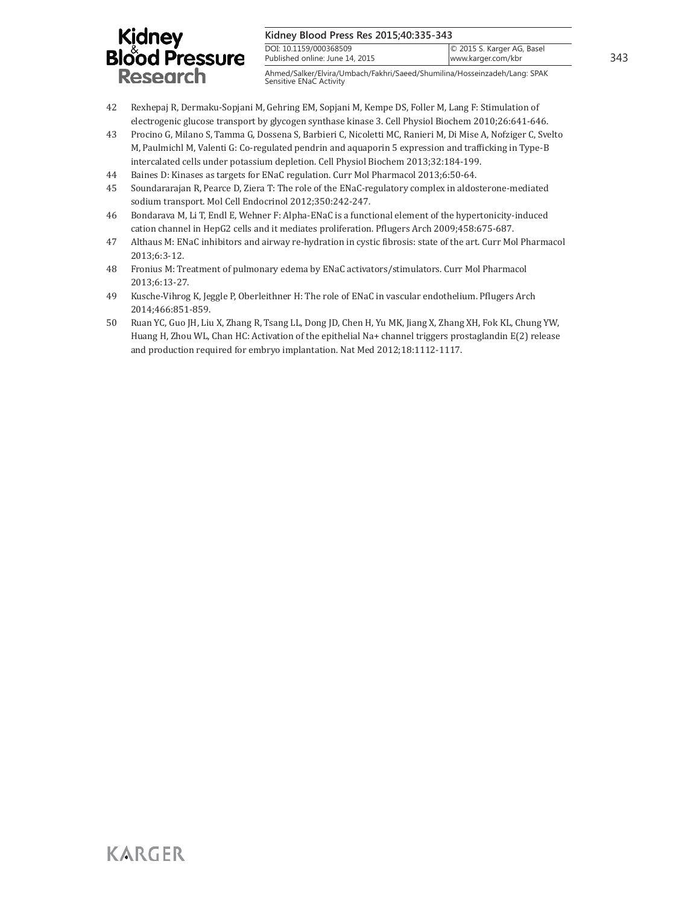42 Rexhepaj R, Dermaku-Sopjani M, Gehring EM, Sopjani M, Kempe DS, Foller M, Lang F: Stimulation of electrogenic glucose transport by glycogen synthase kinase 3. Cell Physiol Biochem 2010;26:641-646.

43 Procino G, Milano S, Tamma G, Dossena S, Barbieri C, Nicoletti MC, Ranieri M, Di Mise A, Nofziger C, Svelto M, Paulmichl M, Valenti G: Co-regulated pendrin and aquaporin 5 expression and trafficking in Type-B intercalated cells under potassium depletion. Cell Physiol Biochem 2013;32:184-199.

44 Baines D: Kinases as targets for ENaC regulation. Curr Mol Pharmacol 2013;6:50-64.

45 Soundararajan R, Pearce D, Ziera T: The role of the ENaC-regulatory complex in aldosterone-mediated sodium transport. Mol Cell Endocrinol 2012;350:242-247.

46 Bondarava M, Li T, Endl E, Wehner F: Alpha-ENaC is a functional element of the hypertonicity-induced cation channel in HepG2 cells and it mediates proliferation. Pflugers Arch 2009;458:675-687.

47 Althaus M: ENaC inhibitors and airway re-hydration in cystic fibrosis: state of the art. Curr Mol Pharmacol 2013;6:3-12.

48 Fronius M: Treatment of pulmonary edema by ENaC activators/stimulators. Curr Mol Pharmacol 2013;6:13-27.

49 Kusche-Vihrog K, Jeggle P, Oberleithner H: The role of ENaC in vascular endothelium. Pflugers Arch 2014;466:851-859.

50 Ruan YC, Guo JH, Liu X, Zhang R, Tsang LL, Dong JD, Chen H, Yu MK, Jiang X, Zhang XH, Fok KL, Chung YW, Huang H, Zhou WL, Chan HC: Activation of the epithelial Na+ channel triggers prostaglandin E(2) release and production required for embryo implantation. Nat Med 2012;18:1112-1117.